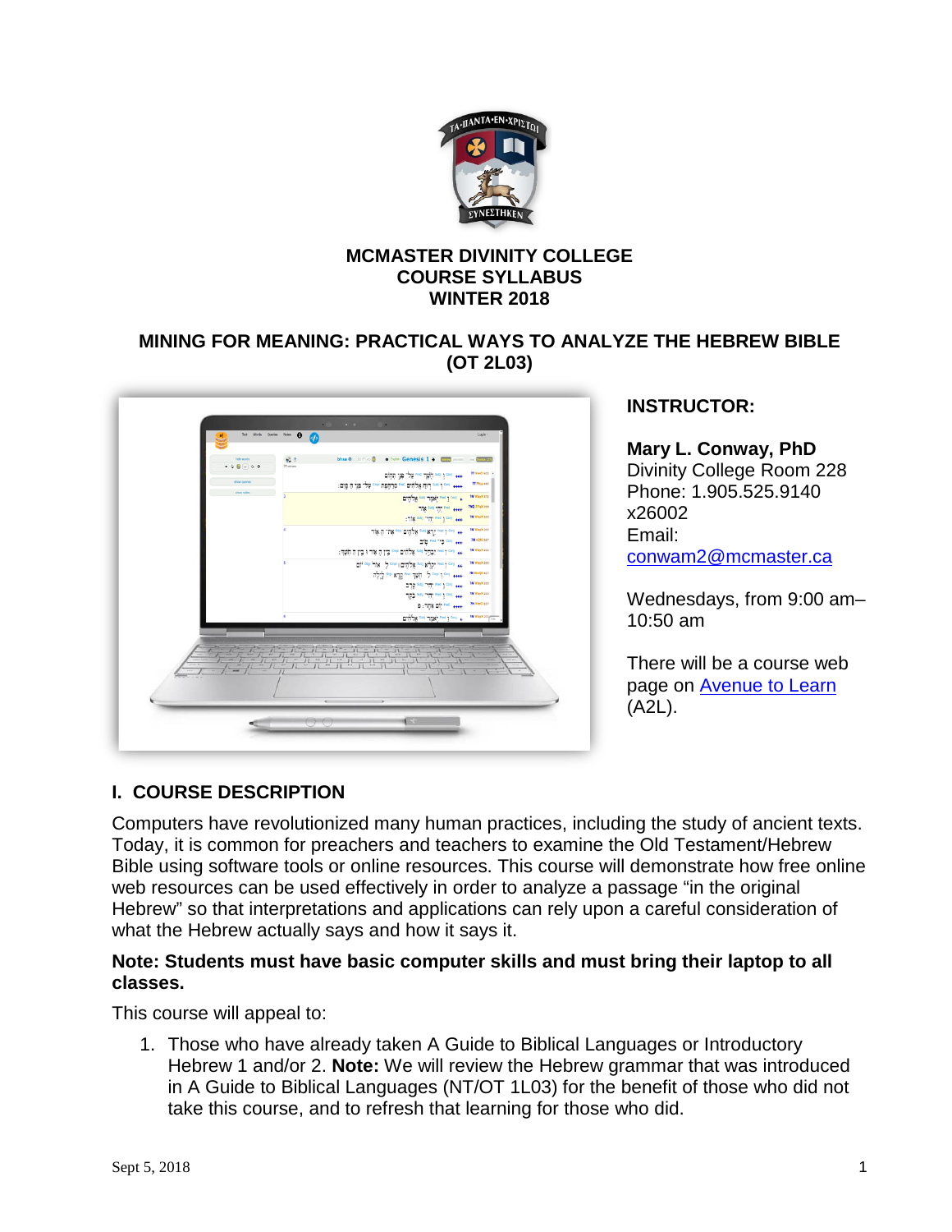**MCMASTER DIVINITY COLLEGE**
**COURSE SYLLABUS**
**WINTER 2018**

# MINING FOR MEANING: PRACTICAL WAYS TO ANALYZE THE HEBREW BIBLE (OT 2L03)

**INSTRUCTOR:**

**Mary L. Conway, PhD**
Divinity College Room 228
Phone: 1.905.525.9140 x26002
Email: conwam2@mcmaster.ca

Wednesdays, from 9:00 am–10:50 am

There will be a course web page on Avenue to Learn (A2L).

## I. COURSE DESCRIPTION

Computers have revolutionized many human practices, including the study of ancient texts. Today, it is common for preachers and teachers to examine the Old Testament/Hebrew Bible using software tools or online resources. This course will demonstrate how free online web resources can be used effectively in order to analyze a passage "in the original Hebrew" so that interpretations and applications can rely upon a careful consideration of what the Hebrew actually says and how it says it.

**Note: Students must have basic computer skills and must bring their laptop to all classes.**

This course will appeal to:

1. Those who have already taken A Guide to Biblical Languages or Introductory Hebrew 1 and/or 2. **Note:** We will review the Hebrew grammar that was introduced in A Guide to Biblical Languages (NT/OT 1L03) for the benefit of those who did not take this course, and to refresh that learning for those who did.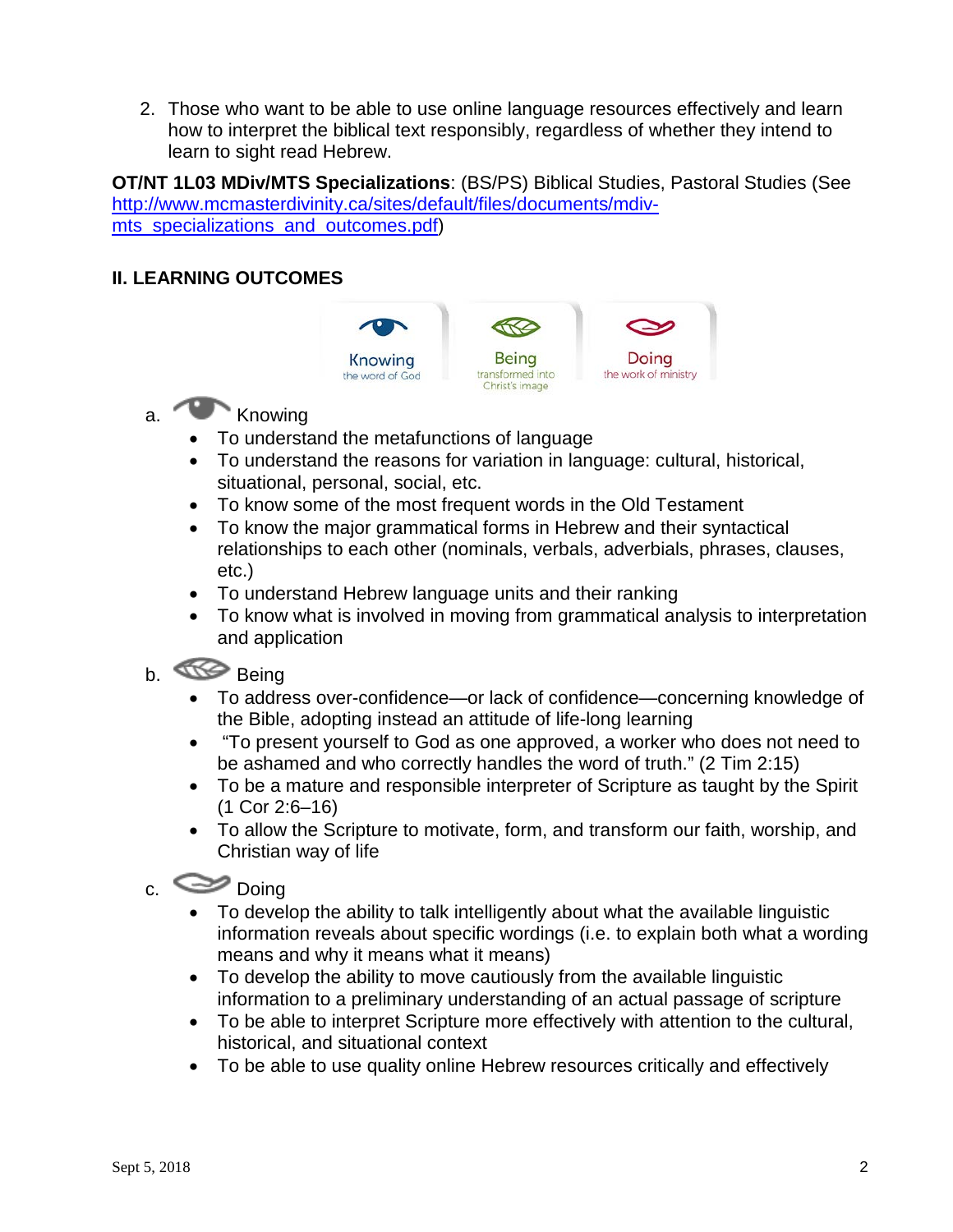2. Those who want to be able to use online language resources effectively and learn how to interpret the biblical text responsibly, regardless of whether they intend to learn to sight read Hebrew.

**OT/NT 1L03 MDiv/MTS Specializations**: (BS/PS) Biblical Studies, Pastoral Studies (See http://www.mcmasterdivinity.ca/sites/default/files/documents/mdiv-mts_specializations_and_outcomes.pdf)

## II. LEARNING OUTCOMES

Knowing — the word of God | Being — transformed into Christ's image | Doing — the work of ministry

a. Knowing

- To understand the metafunctions of language
- To understand the reasons for variation in language: cultural, historical, situational, personal, social, etc.
- To know some of the most frequent words in the Old Testament
- To know the major grammatical forms in Hebrew and their syntactical relationships to each other (nominals, verbals, adverbials, phrases, clauses, etc.)
- To understand Hebrew language units and their ranking
- To know what is involved in moving from grammatical analysis to interpretation and application

b. Being

- To address over-confidence—or lack of confidence—concerning knowledge of the Bible, adopting instead an attitude of life-long learning
- "To present yourself to God as one approved, a worker who does not need to be ashamed and who correctly handles the word of truth." (2 Tim 2:15)
- To be a mature and responsible interpreter of Scripture as taught by the Spirit (1 Cor 2:6–16)
- To allow the Scripture to motivate, form, and transform our faith, worship, and Christian way of life

c. Doing

- To develop the ability to talk intelligently about what the available linguistic information reveals about specific wordings (i.e. to explain both what a wording means and why it means what it means)
- To develop the ability to move cautiously from the available linguistic information to a preliminary understanding of an actual passage of scripture
- To be able to interpret Scripture more effectively with attention to the cultural, historical, and situational context
- To be able to use quality online Hebrew resources critically and effectively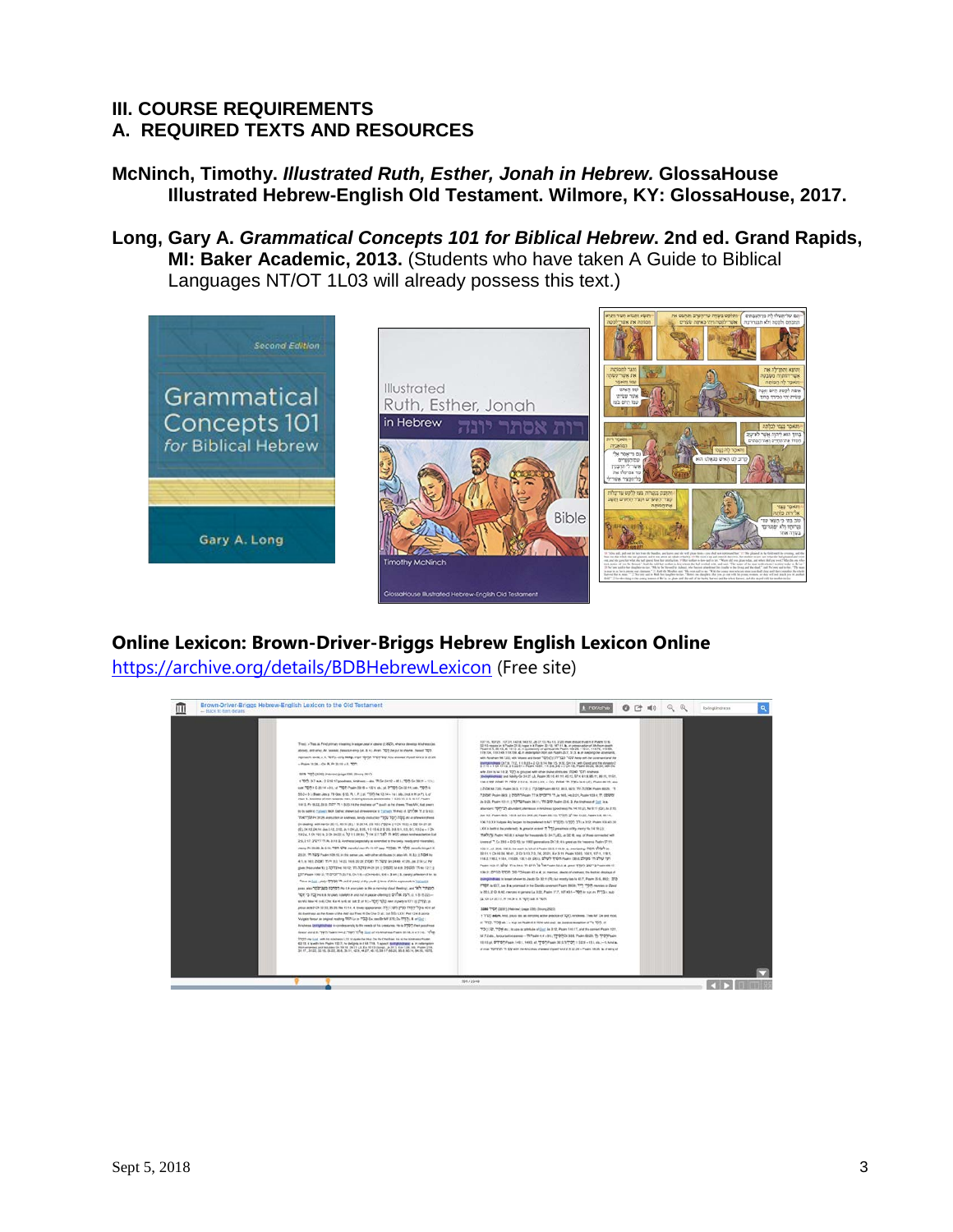### III. COURSE REQUIREMENTS
### A. REQUIRED TEXTS AND RESOURCES

**McNinch, Timothy. *Illustrated Ruth, Esther, Jonah in Hebrew.* GlossaHouse Illustrated Hebrew-English Old Testament. Wilmore, KY: GlossaHouse, 2017.**

**Long, Gary A. *Grammatical Concepts 101 for Biblical Hebrew*. 2nd ed. Grand Rapids, MI: Baker Academic, 2013.** (Students who have taken A Guide to Biblical Languages NT/OT 1L03 will already possess this text.)

**Online Lexicon: Brown-Driver-Briggs Hebrew English Lexicon Online**
https://archive.org/details/BDBHebrewLexicon (Free site)

Sept 5, 2018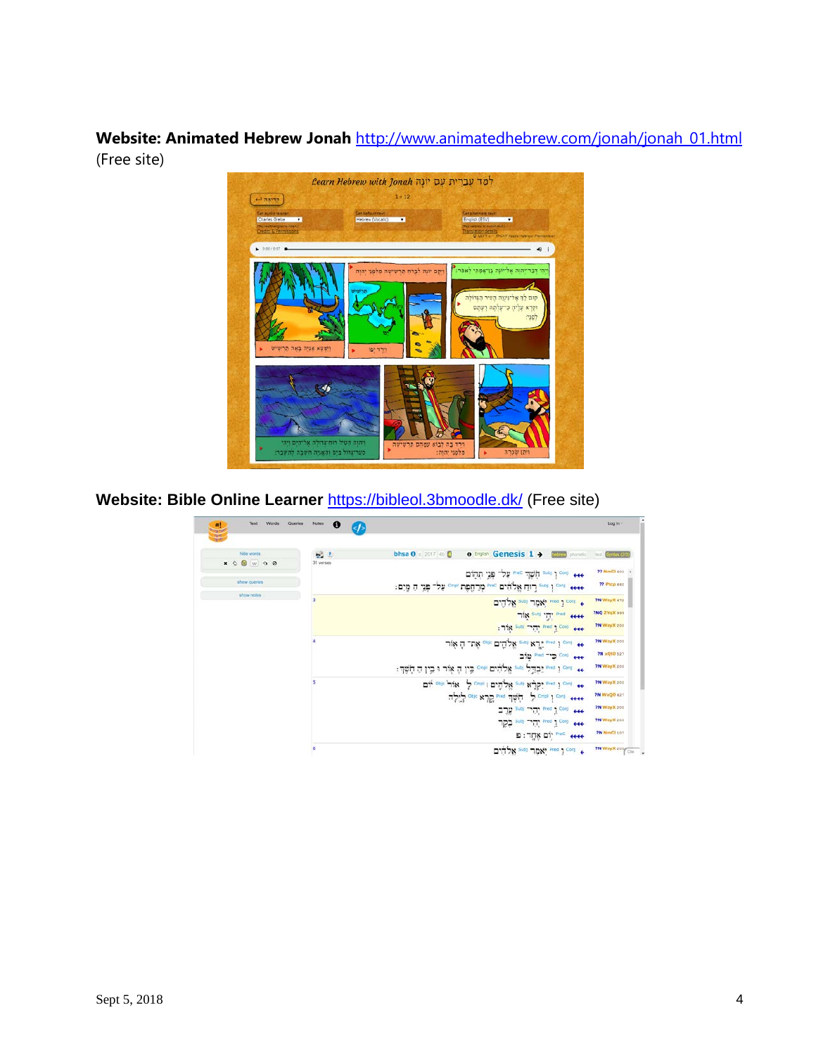**Website: Animated Hebrew Jonah** http://www.animatedhebrew.com/jonah/jonah_01.html (Free site)

**Website: Bible Online Learner** https://bibleol.3bmoodle.dk/ (Free site)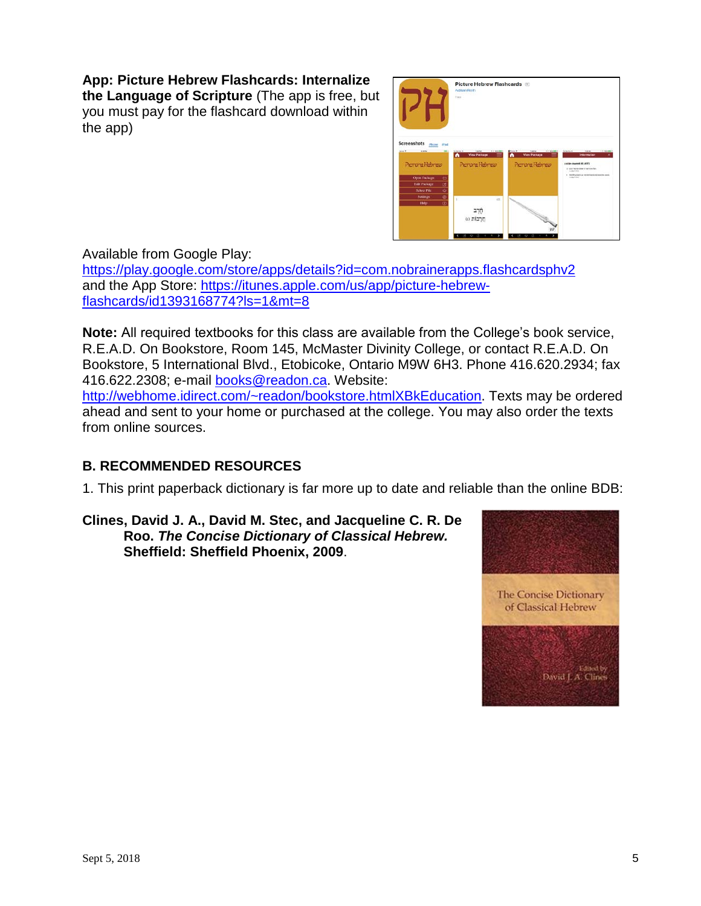**App: Picture Hebrew Flashcards: Internalize the Language of Scripture** (The app is free, but you must pay for the flashcard download within the app)

Available from Google Play: https://play.google.com/store/apps/details?id=com.nobrainerapps.flashcardsphv2 and the App Store: https://itunes.apple.com/us/app/picture-hebrew-flashcards/id1393168774?ls=1&mt=8

**Note:** All required textbooks for this class are available from the College's book service, R.E.A.D. On Bookstore, Room 145, McMaster Divinity College, or contact R.E.A.D. On Bookstore, 5 International Blvd., Etobicoke, Ontario M9W 6H3. Phone 416.620.2934; fax 416.622.2308; e-mail books@readon.ca. Website: http://webhome.idirect.com/~readon/bookstore.htmlXBkEducation. Texts may be ordered ahead and sent to your home or purchased at the college. You may also order the texts from online sources.

## B. RECOMMENDED RESOURCES

1. This print paperback dictionary is far more up to date and reliable than the online BDB:

**Clines, David J. A., David M. Stec, and Jacqueline C. R. De Roo. *The Concise Dictionary of Classical Hebrew.* Sheffield: Sheffield Phoenix, 2009**.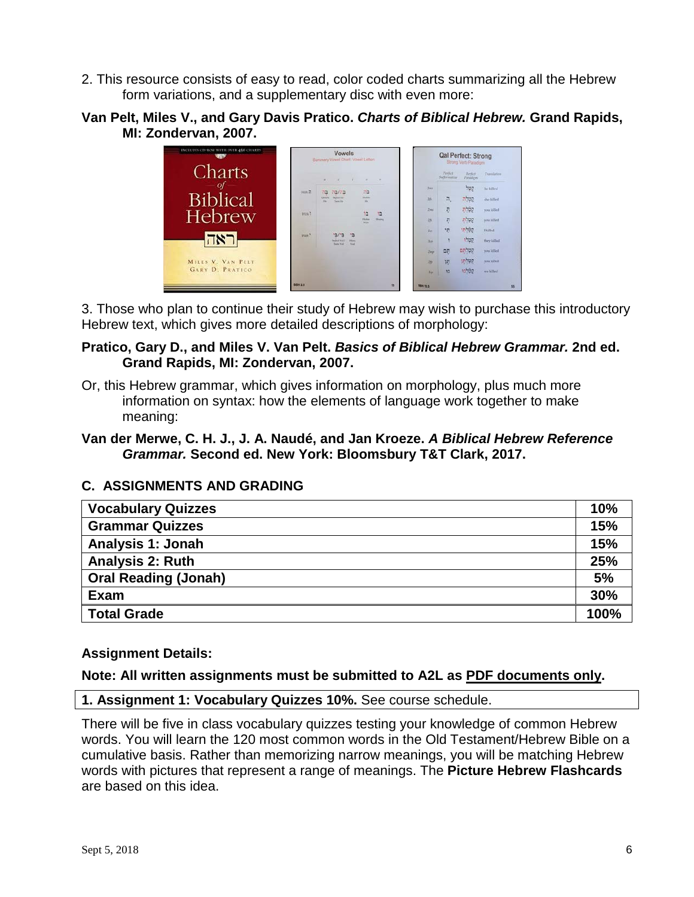2. This resource consists of easy to read, color coded charts summarizing all the Hebrew form variations, and a supplementary disc with even more:

**Van Pelt, Miles V., and Gary Davis Pratico. *Charts of Biblical Hebrew.* Grand Rapids, MI: Zondervan, 2007.**

3. Those who plan to continue their study of Hebrew may wish to purchase this introductory Hebrew text, which gives more detailed descriptions of morphology:

**Pratico, Gary D., and Miles V. Van Pelt. *Basics of Biblical Hebrew Grammar.* 2nd ed. Grand Rapids, MI: Zondervan, 2007.**

Or, this Hebrew grammar, which gives information on morphology, plus much more information on syntax: how the elements of language work together to make meaning:

**Van der Merwe, C. H. J., J. A. Naudé, and Jan Kroeze. *A Biblical Hebrew Reference Grammar.* Second ed. New York: Bloomsbury T&T Clark, 2017.**

## C. ASSIGNMENTS AND GRADING

| Vocabulary Quizzes | 10% |
|---|---|
| Grammar Quizzes | 15% |
| Analysis 1: Jonah | 15% |
| Analysis 2: Ruth | 25% |
| Oral Reading (Jonah) | 5% |
| Exam | 30% |
| **Total Grade** | **100%** |

**Assignment Details:**

**Note: All written assignments must be submitted to A2L as PDF documents only.**

**1. Assignment 1: Vocabulary Quizzes 10%.** See course schedule.

There will be five in class vocabulary quizzes testing your knowledge of common Hebrew words. You will learn the 120 most common words in the Old Testament/Hebrew Bible on a cumulative basis. Rather than memorizing narrow meanings, you will be matching Hebrew words with pictures that represent a range of meanings. The **Picture Hebrew Flashcards** are based on this idea.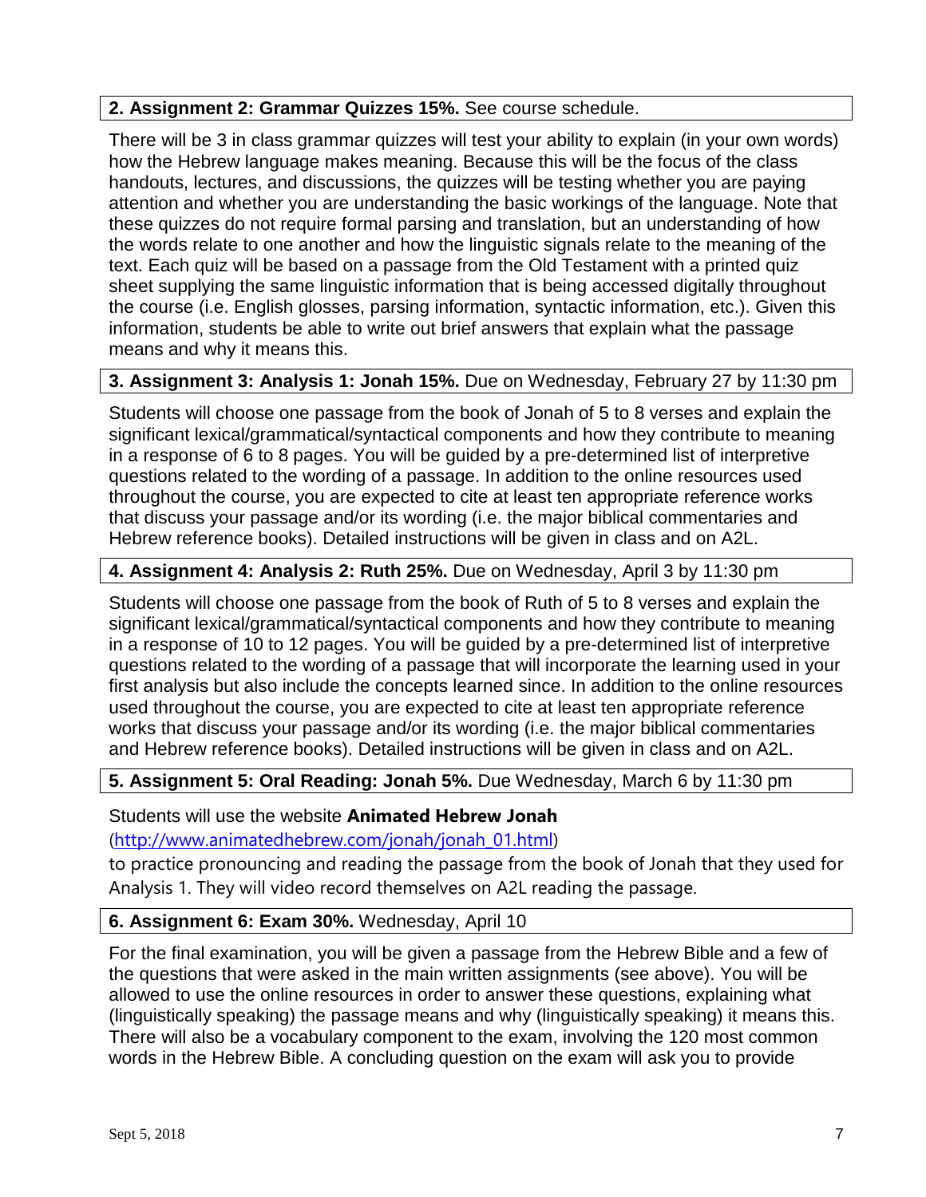**2. Assignment 2: Grammar Quizzes 15%.** See course schedule.

There will be 3 in class grammar quizzes will test your ability to explain (in your own words) how the Hebrew language makes meaning. Because this will be the focus of the class handouts, lectures, and discussions, the quizzes will be testing whether you are paying attention and whether you are understanding the basic workings of the language. Note that these quizzes do not require formal parsing and translation, but an understanding of how the words relate to one another and how the linguistic signals relate to the meaning of the text. Each quiz will be based on a passage from the Old Testament with a printed quiz sheet supplying the same linguistic information that is being accessed digitally throughout the course (i.e. English glosses, parsing information, syntactic information, etc.). Given this information, students be able to write out brief answers that explain what the passage means and why it means this.

**3. Assignment 3: Analysis 1: Jonah 15%.** Due on Wednesday, February 27 by 11:30 pm

Students will choose one passage from the book of Jonah of 5 to 8 verses and explain the significant lexical/grammatical/syntactical components and how they contribute to meaning in a response of 6 to 8 pages. You will be guided by a pre-determined list of interpretive questions related to the wording of a passage. In addition to the online resources used throughout the course, you are expected to cite at least ten appropriate reference works that discuss your passage and/or its wording (i.e. the major biblical commentaries and Hebrew reference books). Detailed instructions will be given in class and on A2L.

**4. Assignment 4: Analysis 2: Ruth 25%.** Due on Wednesday, April 3 by 11:30 pm

Students will choose one passage from the book of Ruth of 5 to 8 verses and explain the significant lexical/grammatical/syntactical components and how they contribute to meaning in a response of 10 to 12 pages. You will be guided by a pre-determined list of interpretive questions related to the wording of a passage that will incorporate the learning used in your first analysis but also include the concepts learned since. In addition to the online resources used throughout the course, you are expected to cite at least ten appropriate reference works that discuss your passage and/or its wording (i.e. the major biblical commentaries and Hebrew reference books). Detailed instructions will be given in class and on A2L.

**5. Assignment 5: Oral Reading: Jonah 5%.** Due Wednesday, March 6 by 11:30 pm

Students will use the website **Animated Hebrew Jonah** (http://www.animatedhebrew.com/jonah/jonah_01.html) to practice pronouncing and reading the passage from the book of Jonah that they used for Analysis 1. They will video record themselves on A2L reading the passage.

**6. Assignment 6: Exam 30%.** Wednesday, April 10

For the final examination, you will be given a passage from the Hebrew Bible and a few of the questions that were asked in the main written assignments (see above). You will be allowed to use the online resources in order to answer these questions, explaining what (linguistically speaking) the passage means and why (linguistically speaking) it means this. There will also be a vocabulary component to the exam, involving the 120 most common words in the Hebrew Bible. A concluding question on the exam will ask you to provide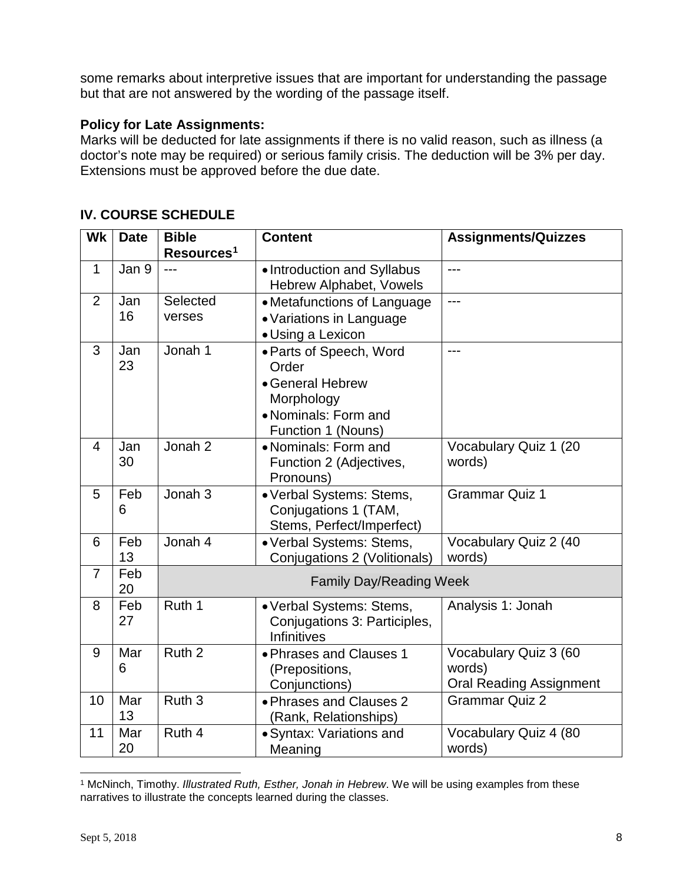some remarks about interpretive issues that are important for understanding the passage but that are not answered by the wording of the passage itself.

**Policy for Late Assignments:**
Marks will be deducted for late assignments if there is no valid reason, such as illness (a doctor's note may be required) or serious family crisis. The deduction will be 3% per day. Extensions must be approved before the due date.

## IV. COURSE SCHEDULE

| Wk | Date | Bible Resources[1] | Content | Assignments/Quizzes |
|---|---|---|---|---|
| 1 | Jan 9 | --- | • Introduction and Syllabus Hebrew Alphabet, Vowels | --- |
| 2 | Jan 16 | Selected verses | • Metafunctions of Language<br>• Variations in Language<br>• Using a Lexicon | --- |
| 3 | Jan 23 | Jonah 1 | • Parts of Speech, Word Order<br>• General Hebrew Morphology<br>• Nominals: Form and Function 1 (Nouns) | --- |
| 4 | Jan 30 | Jonah 2 | • Nominals: Form and Function 2 (Adjectives, Pronouns) | Vocabulary Quiz 1 (20 words) |
| 5 | Feb 6 | Jonah 3 | • Verbal Systems: Stems, Conjugations 1 (TAM, Stems, Perfect/Imperfect) | Grammar Quiz 1 |
| 6 | Feb 13 | Jonah 4 | • Verbal Systems: Stems, Conjugations 2 (Volitionals) | Vocabulary Quiz 2 (40 words) |
| 7 | Feb 20 | Family Day/Reading Week | | |
| 8 | Feb 27 | Ruth 1 | • Verbal Systems: Stems, Conjugations 3: Participles, Infinitives | Analysis 1: Jonah |
| 9 | Mar 6 | Ruth 2 | • Phrases and Clauses 1 (Prepositions, Conjunctions) | Vocabulary Quiz 3 (60 words)<br>Oral Reading Assignment |
| 10 | Mar 13 | Ruth 3 | • Phrases and Clauses 2 (Rank, Relationships) | Grammar Quiz 2 |
| 11 | Mar 20 | Ruth 4 | • Syntax: Variations and Meaning | Vocabulary Quiz 4 (80 words) |

[1] McNinch, Timothy. *Illustrated Ruth, Esther, Jonah in Hebrew*. We will be using examples from these narratives to illustrate the concepts learned during the classes.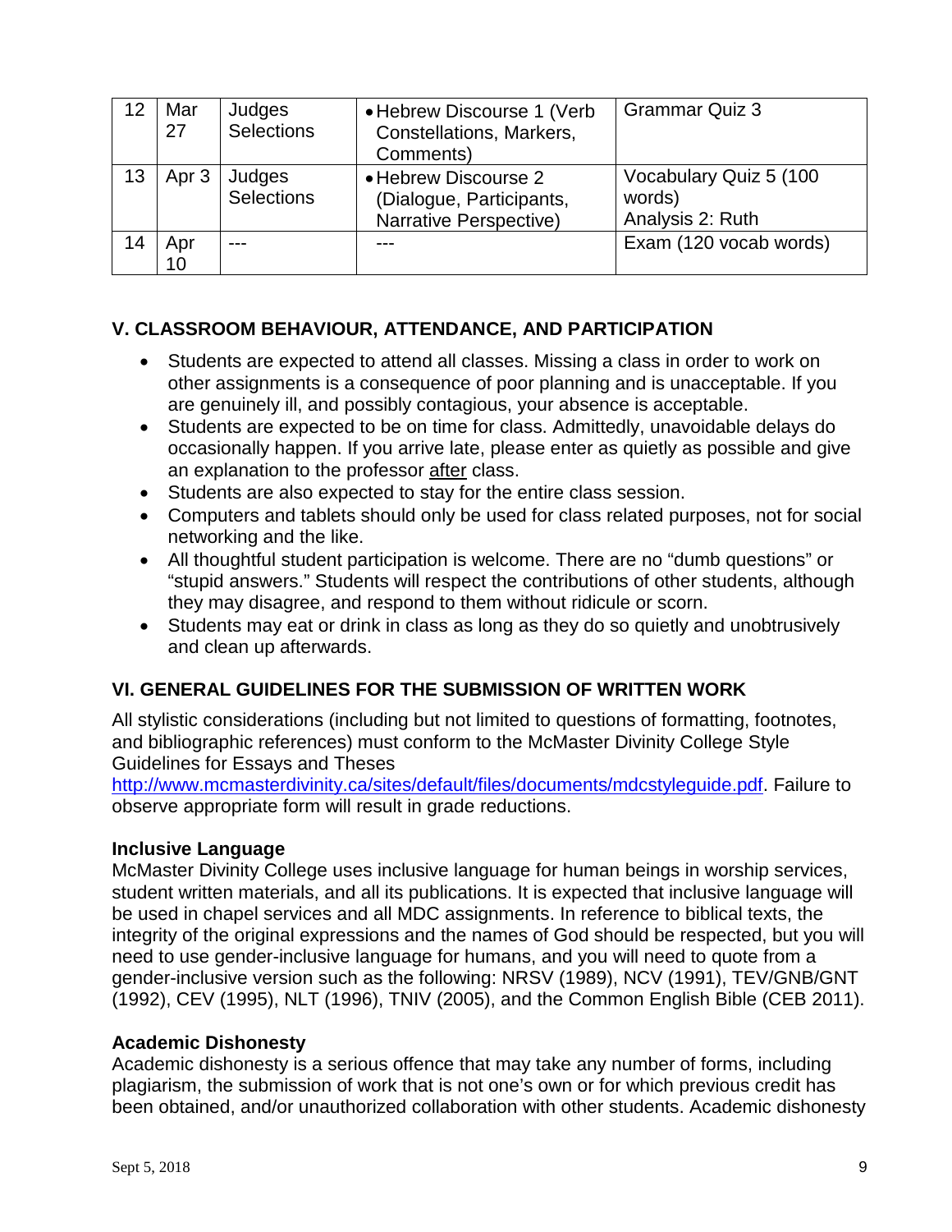| 12 | Mar 27 | Judges Selections | • Hebrew Discourse 1 (Verb Constellations, Markers, Comments) | Grammar Quiz 3 |
|---|---|---|---|---|
| 13 | Apr 3 | Judges Selections | • Hebrew Discourse 2 (Dialogue, Participants, Narrative Perspective) | Vocabulary Quiz 5 (100 words)<br>Analysis 2: Ruth |
| 14 | Apr 10 | --- | --- | Exam (120 vocab words) |

## V. CLASSROOM BEHAVIOUR, ATTENDANCE, AND PARTICIPATION

- Students are expected to attend all classes. Missing a class in order to work on other assignments is a consequence of poor planning and is unacceptable. If you are genuinely ill, and possibly contagious, your absence is acceptable.
- Students are expected to be on time for class. Admittedly, unavoidable delays do occasionally happen. If you arrive late, please enter as quietly as possible and give an explanation to the professor <u>after</u> class.
- Students are also expected to stay for the entire class session.
- Computers and tablets should only be used for class related purposes, not for social networking and the like.
- All thoughtful student participation is welcome. There are no "dumb questions" or "stupid answers." Students will respect the contributions of other students, although they may disagree, and respond to them without ridicule or scorn.
- Students may eat or drink in class as long as they do so quietly and unobtrusively and clean up afterwards.

## VI. GENERAL GUIDELINES FOR THE SUBMISSION OF WRITTEN WORK

All stylistic considerations (including but not limited to questions of formatting, footnotes, and bibliographic references) must conform to the McMaster Divinity College Style Guidelines for Essays and Theses http://www.mcmasterdivinity.ca/sites/default/files/documents/mdcstyleguide.pdf. Failure to observe appropriate form will result in grade reductions.

### Inclusive Language

McMaster Divinity College uses inclusive language for human beings in worship services, student written materials, and all its publications. It is expected that inclusive language will be used in chapel services and all MDC assignments. In reference to biblical texts, the integrity of the original expressions and the names of God should be respected, but you will need to use gender-inclusive language for humans, and you will need to quote from a gender-inclusive version such as the following: NRSV (1989), NCV (1991), TEV/GNB/GNT (1992), CEV (1995), NLT (1996), TNIV (2005), and the Common English Bible (CEB 2011).

### Academic Dishonesty

Academic dishonesty is a serious offence that may take any number of forms, including plagiarism, the submission of work that is not one's own or for which previous credit has been obtained, and/or unauthorized collaboration with other students. Academic dishonesty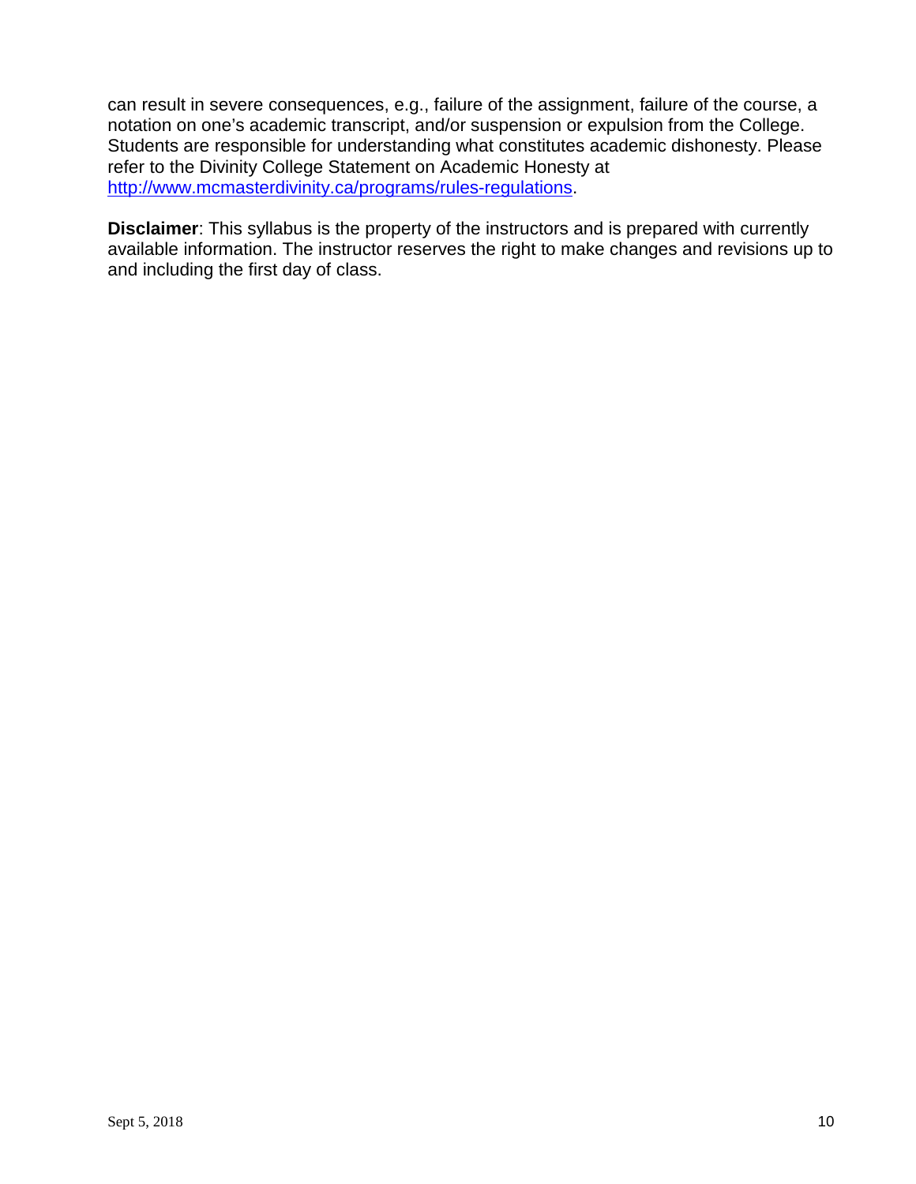can result in severe consequences, e.g., failure of the assignment, failure of the course, a notation on one's academic transcript, and/or suspension or expulsion from the College. Students are responsible for understanding what constitutes academic dishonesty. Please refer to the Divinity College Statement on Academic Honesty at http://www.mcmasterdivinity.ca/programs/rules-regulations.

**Disclaimer**: This syllabus is the property of the instructors and is prepared with currently available information. The instructor reserves the right to make changes and revisions up to and including the first day of class.